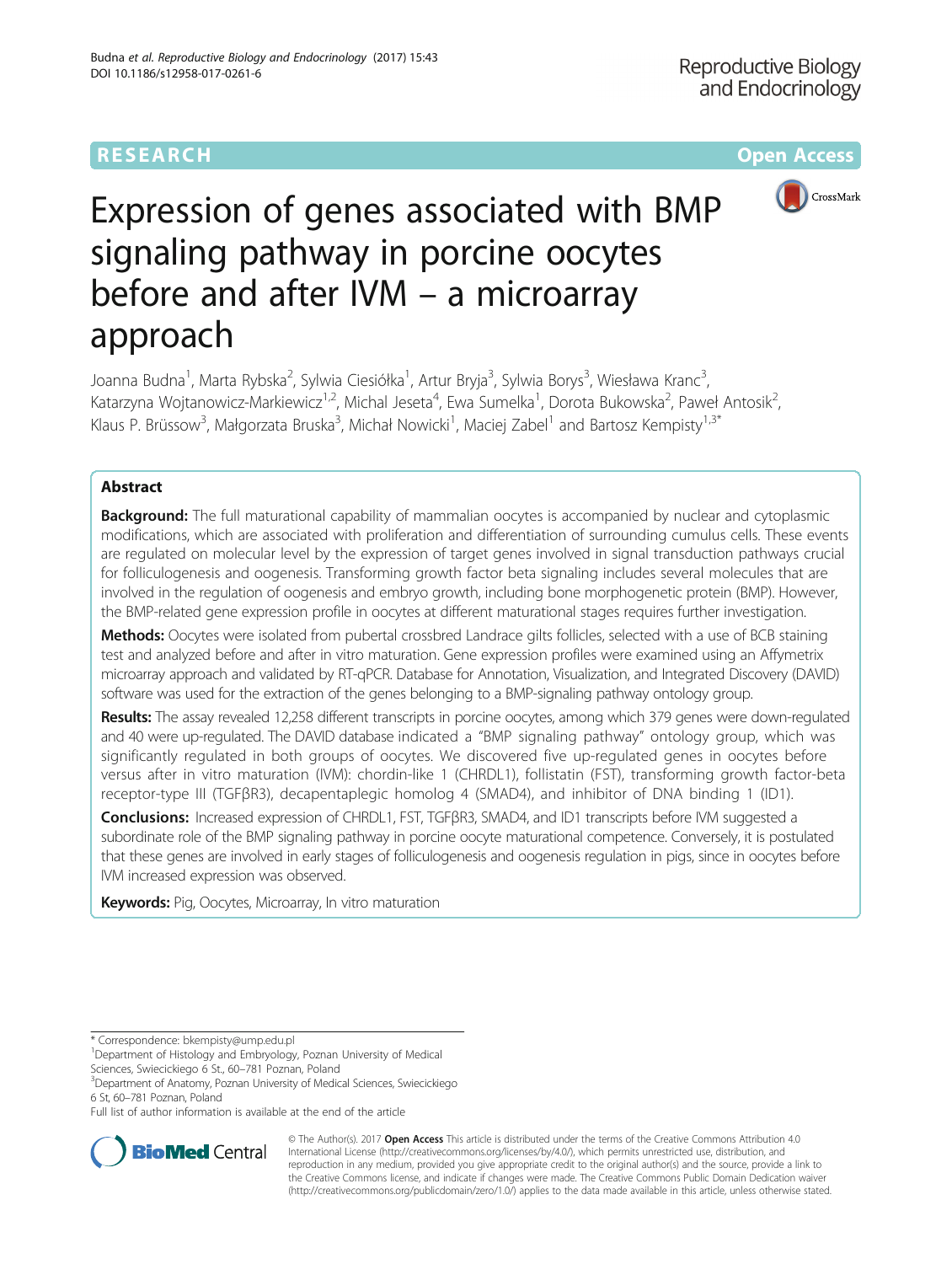RESEARCH Open Access

# Expression of genes associated with BMP signaling pathway in porcine oocytes before and after IVM – a microarray approach

Joanna Budna[1], Marta Rybska[2], Sylwia Ciesiółka[1], Artur Bryja[3], Sylwia Borys[3], Wiesława Kranc[3], Katarzyna Wojtanowicz-Markiewicz[1,2], Michal Jeseta[4], Ewa Sumelka[1], Dorota Bukowska[2], Paweł Antosik[2], Klaus P. Brüssow[3], Małgorzata Bruska[3], Michał Nowicki[1], Maciej Zabel[1] and Bartosz Kempisty[1,3*]

## Abstract

**Background:** The full maturational capability of mammalian oocytes is accompanied by nuclear and cytoplasmic modifications, which are associated with proliferation and differentiation of surrounding cumulus cells. These events are regulated on molecular level by the expression of target genes involved in signal transduction pathways crucial for folliculogenesis and oogenesis. Transforming growth factor beta signaling includes several molecules that are involved in the regulation of oogenesis and embryo growth, including bone morphogenetic protein (BMP). However, the BMP-related gene expression profile in oocytes at different maturational stages requires further investigation.

**Methods:** Oocytes were isolated from pubertal crossbred Landrace gilts follicles, selected with a use of BCB staining test and analyzed before and after in vitro maturation. Gene expression profiles were examined using an Affymetrix microarray approach and validated by RT-qPCR. Database for Annotation, Visualization, and Integrated Discovery (DAVID) software was used for the extraction of the genes belonging to a BMP-signaling pathway ontology group.

**Results:** The assay revealed 12,258 different transcripts in porcine oocytes, among which 379 genes were down-regulated and 40 were up-regulated. The DAVID database indicated a "BMP signaling pathway" ontology group, which was significantly regulated in both groups of oocytes. We discovered five up-regulated genes in oocytes before versus after in vitro maturation (IVM): chordin-like 1 (CHRDL1), follistatin (FST), transforming growth factor-beta receptor-type III (TGFβR3), decapentaplegic homolog 4 (SMAD4), and inhibitor of DNA binding 1 (ID1).

**Conclusions:** Increased expression of CHRDL1, FST, TGFβR3, SMAD4, and ID1 transcripts before IVM suggested a subordinate role of the BMP signaling pathway in porcine oocyte maturational competence. Conversely, it is postulated that these genes are involved in early stages of folliculogenesis and oogenesis regulation in pigs, since in oocytes before IVM increased expression was observed.

**Keywords:** Pig, Oocytes, Microarray, In vitro maturation

---

\* Correspondence: bkempisty@ump.edu.pl

[1]Department of Histology and Embryology, Poznan University of Medical Sciences, Swiecickiego 6 St., 60–781 Poznan, Poland

[3]Department of Anatomy, Poznan University of Medical Sciences, Swiecickiego 6 St, 60–781 Poznan, Poland

Full list of author information is available at the end of the article

© The Author(s). 2017 **Open Access** This article is distributed under the terms of the Creative Commons Attribution 4.0 International License (http://creativecommons.org/licenses/by/4.0/), which permits unrestricted use, distribution, and reproduction in any medium, provided you give appropriate credit to the original author(s) and the source, provide a link to the Creative Commons license, and indicate if changes were made. The Creative Commons Public Domain Dedication waiver (http://creativecommons.org/publicdomain/zero/1.0/) applies to the data made available in this article, unless otherwise stated.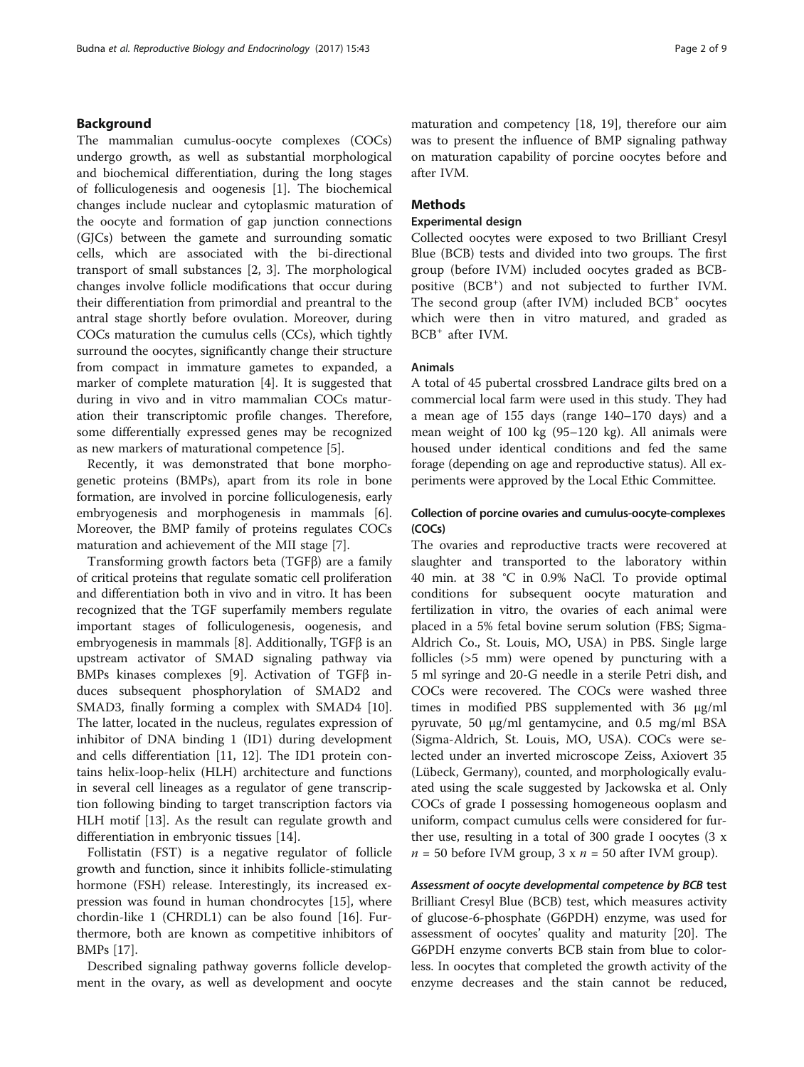## Background

The mammalian cumulus-oocyte complexes (COCs) undergo growth, as well as substantial morphological and biochemical differentiation, during the long stages of folliculogenesis and oogenesis [1]. The biochemical changes include nuclear and cytoplasmic maturation of the oocyte and formation of gap junction connections (GJCs) between the gamete and surrounding somatic cells, which are associated with the bi-directional transport of small substances [2, 3]. The morphological changes involve follicle modifications that occur during their differentiation from primordial and preantral to the antral stage shortly before ovulation. Moreover, during COCs maturation the cumulus cells (CCs), which tightly surround the oocytes, significantly change their structure from compact in immature gametes to expanded, a marker of complete maturation [4]. It is suggested that during in vivo and in vitro mammalian COCs maturation their transcriptomic profile changes. Therefore, some differentially expressed genes may be recognized as new markers of maturational competence [5].

Recently, it was demonstrated that bone morphogenetic proteins (BMPs), apart from its role in bone formation, are involved in porcine folliculogenesis, early embryogenesis and morphogenesis in mammals [6]. Moreover, the BMP family of proteins regulates COCs maturation and achievement of the MII stage [7].

Transforming growth factors beta (TGFβ) are a family of critical proteins that regulate somatic cell proliferation and differentiation both in vivo and in vitro. It has been recognized that the TGF superfamily members regulate important stages of folliculogenesis, oogenesis, and embryogenesis in mammals [8]. Additionally, TGFβ is an upstream activator of SMAD signaling pathway via BMPs kinases complexes [9]. Activation of TGFβ induces subsequent phosphorylation of SMAD2 and SMAD3, finally forming a complex with SMAD4 [10]. The latter, located in the nucleus, regulates expression of inhibitor of DNA binding 1 (ID1) during development and cells differentiation [11, 12]. The ID1 protein contains helix-loop-helix (HLH) architecture and functions in several cell lineages as a regulator of gene transcription following binding to target transcription factors via HLH motif [13]. As the result can regulate growth and differentiation in embryonic tissues [14].

Follistatin (FST) is a negative regulator of follicle growth and function, since it inhibits follicle-stimulating hormone (FSH) release. Interestingly, its increased expression was found in human chondrocytes [15], where chordin-like 1 (CHRDL1) can be also found [16]. Furthermore, both are known as competitive inhibitors of BMPs [17].

Described signaling pathway governs follicle development in the ovary, as well as development and oocyte maturation and competency [18, 19], therefore our aim was to present the influence of BMP signaling pathway on maturation capability of porcine oocytes before and after IVM.

## Methods

### Experimental design

Collected oocytes were exposed to two Brilliant Cresyl Blue (BCB) tests and divided into two groups. The first group (before IVM) included oocytes graded as BCB-positive ($BCB^+$) and not subjected to further IVM. The second group (after IVM) included $BCB^+$ oocytes which were then in vitro matured, and graded as $BCB^+$ after IVM.

### Animals

A total of 45 pubertal crossbred Landrace gilts bred on a commercial local farm were used in this study. They had a mean age of 155 days (range 140–170 days) and a mean weight of 100 kg (95–120 kg). All animals were housed under identical conditions and fed the same forage (depending on age and reproductive status). All experiments were approved by the Local Ethic Committee.

### Collection of porcine ovaries and cumulus-oocyte-complexes (COCs)

The ovaries and reproductive tracts were recovered at slaughter and transported to the laboratory within 40 min. at 38 °C in 0.9% NaCl. To provide optimal conditions for subsequent oocyte maturation and fertilization in vitro, the ovaries of each animal were placed in a 5% fetal bovine serum solution (FBS; Sigma-Aldrich Co., St. Louis, MO, USA) in PBS. Single large follicles (>5 mm) were opened by puncturing with a 5 ml syringe and 20-G needle in a sterile Petri dish, and COCs were recovered. The COCs were washed three times in modified PBS supplemented with 36 μg/ml pyruvate, 50 μg/ml gentamycine, and 0.5 mg/ml BSA (Sigma-Aldrich, St. Louis, MO, USA). COCs were selected under an inverted microscope Zeiss, Axiovert 35 (Lübeck, Germany), counted, and morphologically evaluated using the scale suggested by Jackowska et al. Only COCs of grade I possessing homogeneous ooplasm and uniform, compact cumulus cells were considered for further use, resulting in a total of 300 grade I oocytes (3 x $n$ = 50 before IVM group, 3 x $n$ = 50 after IVM group).

#### Assessment of oocyte developmental competence by BCB test

Brilliant Cresyl Blue (BCB) test, which measures activity of glucose-6-phosphate (G6PDH) enzyme, was used for assessment of oocytes' quality and maturity [20]. The G6PDH enzyme converts BCB stain from blue to colorless. In oocytes that completed the growth activity of the enzyme decreases and the stain cannot be reduced,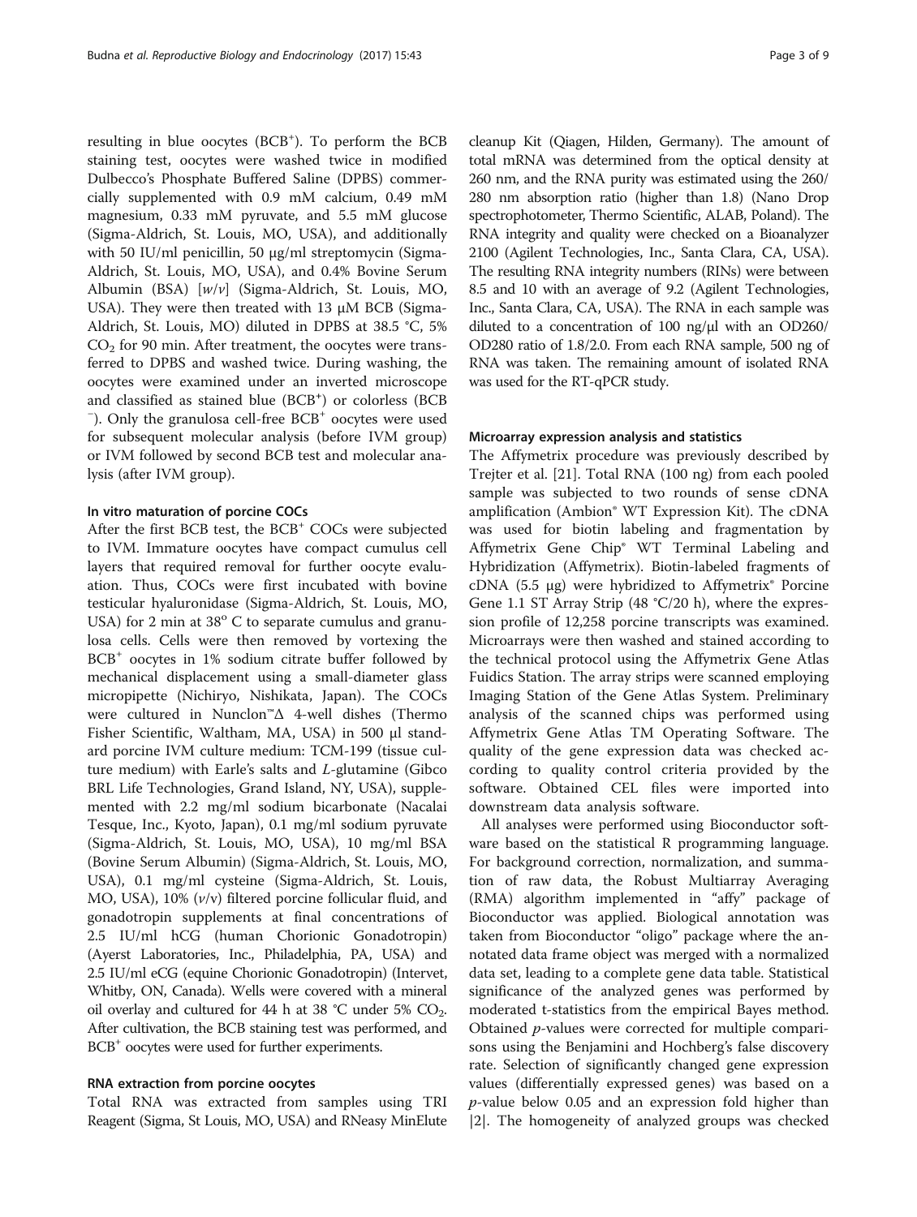resulting in blue oocytes (BCB$^{+}$). To perform the BCB staining test, oocytes were washed twice in modified Dulbecco's Phosphate Buffered Saline (DPBS) commercially supplemented with 0.9 mM calcium, 0.49 mM magnesium, 0.33 mM pyruvate, and 5.5 mM glucose (Sigma-Aldrich, St. Louis, MO, USA), and additionally with 50 IU/ml penicillin, 50 μg/ml streptomycin (Sigma-Aldrich, St. Louis, MO, USA), and 0.4% Bovine Serum Albumin (BSA) [*w*/*v*] (Sigma-Aldrich, St. Louis, MO, USA). They were then treated with 13 μM BCB (Sigma-Aldrich, St. Louis, MO) diluted in DPBS at 38.5 °C, 5% $CO_2$ for 90 min. After treatment, the oocytes were transferred to DPBS and washed twice. During washing, the oocytes were examined under an inverted microscope and classified as stained blue (BCB$^{+}$) or colorless (BCB$^{-}$). Only the granulosa cell-free BCB$^{+}$ oocytes were used for subsequent molecular analysis (before IVM group) or IVM followed by second BCB test and molecular analysis (after IVM group).

#### In vitro maturation of porcine COCs

After the first BCB test, the BCB$^{+}$ COCs were subjected to IVM. Immature oocytes have compact cumulus cell layers that required removal for further oocyte evaluation. Thus, COCs were first incubated with bovine testicular hyaluronidase (Sigma-Aldrich, St. Louis, MO, USA) for 2 min at 38° C to separate cumulus and granulosa cells. Cells were then removed by vortexing the BCB$^{+}$ oocytes in 1% sodium citrate buffer followed by mechanical displacement using a small-diameter glass micropipette (Nichiryo, Nishikata, Japan). The COCs were cultured in Nunclon™Δ 4-well dishes (Thermo Fisher Scientific, Waltham, MA, USA) in 500 μl standard porcine IVM culture medium: TCM-199 (tissue culture medium) with Earle's salts and *L*-glutamine (Gibco BRL Life Technologies, Grand Island, NY, USA), supplemented with 2.2 mg/ml sodium bicarbonate (Nacalai Tesque, Inc., Kyoto, Japan), 0.1 mg/ml sodium pyruvate (Sigma-Aldrich, St. Louis, MO, USA), 10 mg/ml BSA (Bovine Serum Albumin) (Sigma-Aldrich, St. Louis, MO, USA), 0.1 mg/ml cysteine (Sigma-Aldrich, St. Louis, MO, USA), 10% (*v*/*v*) filtered porcine follicular fluid, and gonadotropin supplements at final concentrations of 2.5 IU/ml hCG (human Chorionic Gonadotropin) (Ayerst Laboratories, Inc., Philadelphia, PA, USA) and 2.5 IU/ml eCG (equine Chorionic Gonadotropin) (Intervet, Whitby, ON, Canada). Wells were covered with a mineral oil overlay and cultured for 44 h at 38 °C under 5% $CO_2$. After cultivation, the BCB staining test was performed, and BCB$^{+}$ oocytes were used for further experiments.

#### RNA extraction from porcine oocytes

Total RNA was extracted from samples using TRI Reagent (Sigma, St Louis, MO, USA) and RNeasy MinElute cleanup Kit (Qiagen, Hilden, Germany). The amount of total mRNA was determined from the optical density at 260 nm, and the RNA purity was estimated using the 260/280 nm absorption ratio (higher than 1.8) (Nano Drop spectrophotometer, Thermo Scientific, ALAB, Poland). The RNA integrity and quality were checked on a Bioanalyzer 2100 (Agilent Technologies, Inc., Santa Clara, CA, USA). The resulting RNA integrity numbers (RINs) were between 8.5 and 10 with an average of 9.2 (Agilent Technologies, Inc., Santa Clara, CA, USA). The RNA in each sample was diluted to a concentration of 100 ng/μl with an OD260/OD280 ratio of 1.8/2.0. From each RNA sample, 500 ng of RNA was taken. The remaining amount of isolated RNA was used for the RT-qPCR study.

#### Microarray expression analysis and statistics

The Affymetrix procedure was previously described by Trejter et al. [21]. Total RNA (100 ng) from each pooled sample was subjected to two rounds of sense cDNA amplification (Ambion® WT Expression Kit). The cDNA was used for biotin labeling and fragmentation by Affymetrix Gene Chip® WT Terminal Labeling and Hybridization (Affymetrix). Biotin-labeled fragments of cDNA (5.5 μg) were hybridized to Affymetrix® Porcine Gene 1.1 ST Array Strip (48 °C/20 h), where the expression profile of 12,258 porcine transcripts was examined. Microarrays were then washed and stained according to the technical protocol using the Affymetrix Gene Atlas Fuidics Station. The array strips were scanned employing Imaging Station of the Gene Atlas System. Preliminary analysis of the scanned chips was performed using Affymetrix Gene Atlas TM Operating Software. The quality of the gene expression data was checked according to quality control criteria provided by the software. Obtained CEL files were imported into downstream data analysis software.

All analyses were performed using Bioconductor software based on the statistical R programming language. For background correction, normalization, and summation of raw data, the Robust Multiarray Averaging (RMA) algorithm implemented in "affy" package of Bioconductor was applied. Biological annotation was taken from Bioconductor "oligo" package where the annotated data frame object was merged with a normalized data set, leading to a complete gene data table. Statistical significance of the analyzed genes was performed by moderated t-statistics from the empirical Bayes method. Obtained *p*-values were corrected for multiple comparisons using the Benjamini and Hochberg's false discovery rate. Selection of significantly changed gene expression values (differentially expressed genes) was based on a *p*-value below 0.05 and an expression fold higher than |2|. The homogeneity of analyzed groups was checked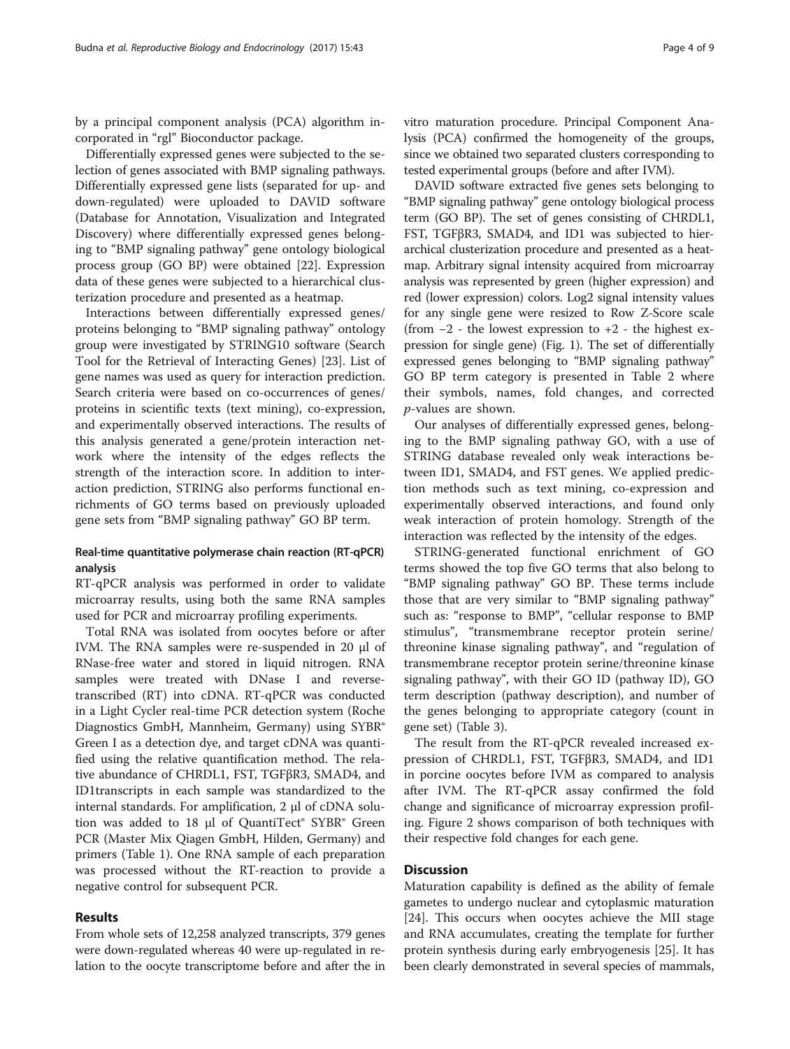by a principal component analysis (PCA) algorithm incorporated in "rgl" Bioconductor package.

Differentially expressed genes were subjected to the selection of genes associated with BMP signaling pathways. Differentially expressed gene lists (separated for up- and down-regulated) were uploaded to DAVID software (Database for Annotation, Visualization and Integrated Discovery) where differentially expressed genes belonging to "BMP signaling pathway" gene ontology biological process group (GO BP) were obtained [22]. Expression data of these genes were subjected to a hierarchical clusterization procedure and presented as a heatmap.

Interactions between differentially expressed genes/proteins belonging to "BMP signaling pathway" ontology group were investigated by STRING10 software (Search Tool for the Retrieval of Interacting Genes) [23]. List of gene names was used as query for interaction prediction. Search criteria were based on co-occurrences of genes/proteins in scientific texts (text mining), co-expression, and experimentally observed interactions. The results of this analysis generated a gene/protein interaction network where the intensity of the edges reflects the strength of the interaction score. In addition to interaction prediction, STRING also performs functional enrichments of GO terms based on previously uploaded gene sets from "BMP signaling pathway" GO BP term.

### Real-time quantitative polymerase chain reaction (RT-qPCR) analysis

RT-qPCR analysis was performed in order to validate microarray results, using both the same RNA samples used for PCR and microarray profiling experiments.

Total RNA was isolated from oocytes before or after IVM. The RNA samples were re-suspended in 20 μl of RNase-free water and stored in liquid nitrogen. RNA samples were treated with DNase I and reverse-transcribed (RT) into cDNA. RT-qPCR was conducted in a Light Cycler real-time PCR detection system (Roche Diagnostics GmbH, Mannheim, Germany) using SYBR® Green I as a detection dye, and target cDNA was quantified using the relative quantification method. The relative abundance of CHRDL1, FST, TGFβR3, SMAD4, and ID1transcripts in each sample was standardized to the internal standards. For amplification, 2 μl of cDNA solution was added to 18 μl of QuantiTect® SYBR® Green PCR (Master Mix Qiagen GmbH, Hilden, Germany) and primers (Table 1). One RNA sample of each preparation was processed without the RT-reaction to provide a negative control for subsequent PCR.

## Results

From whole sets of 12,258 analyzed transcripts, 379 genes were down-regulated whereas 40 were up-regulated in relation to the oocyte transcriptome before and after the in vitro maturation procedure. Principal Component Analysis (PCA) confirmed the homogeneity of the groups, since we obtained two separated clusters corresponding to tested experimental groups (before and after IVM).

DAVID software extracted five genes sets belonging to "BMP signaling pathway" gene ontology biological process term (GO BP). The set of genes consisting of CHRDL1, FST, TGFβR3, SMAD4, and ID1 was subjected to hierarchical clusterization procedure and presented as a heatmap. Arbitrary signal intensity acquired from microarray analysis was represented by green (higher expression) and red (lower expression) colors. Log2 signal intensity values for any single gene were resized to Row Z-Score scale (from −2 - the lowest expression to +2 - the highest expression for single gene) (Fig. 1). The set of differentially expressed genes belonging to "BMP signaling pathway" GO BP term category is presented in Table 2 where their symbols, names, fold changes, and corrected *p*-values are shown.

Our analyses of differentially expressed genes, belonging to the BMP signaling pathway GO, with a use of STRING database revealed only weak interactions between ID1, SMAD4, and FST genes. We applied prediction methods such as text mining, co-expression and experimentally observed interactions, and found only weak interaction of protein homology. Strength of the interaction was reflected by the intensity of the edges.

STRING-generated functional enrichment of GO terms showed the top five GO terms that also belong to "BMP signaling pathway" GO BP. These terms include those that are very similar to "BMP signaling pathway" such as: "response to BMP", "cellular response to BMP stimulus", "transmembrane receptor protein serine/threonine kinase signaling pathway", and "regulation of transmembrane receptor protein serine/threonine kinase signaling pathway", with their GO ID (pathway ID), GO term description (pathway description), and number of the genes belonging to appropriate category (count in gene set) (Table 3).

The result from the RT-qPCR revealed increased expression of CHRDL1, FST, TGFβR3, SMAD4, and ID1 in porcine oocytes before IVM as compared to analysis after IVM. The RT-qPCR assay confirmed the fold change and significance of microarray expression profiling. Figure 2 shows comparison of both techniques with their respective fold changes for each gene.

## Discussion

Maturation capability is defined as the ability of female gametes to undergo nuclear and cytoplasmic maturation [24]. This occurs when oocytes achieve the MII stage and RNA accumulates, creating the template for further protein synthesis during early embryogenesis [25]. It has been clearly demonstrated in several species of mammals,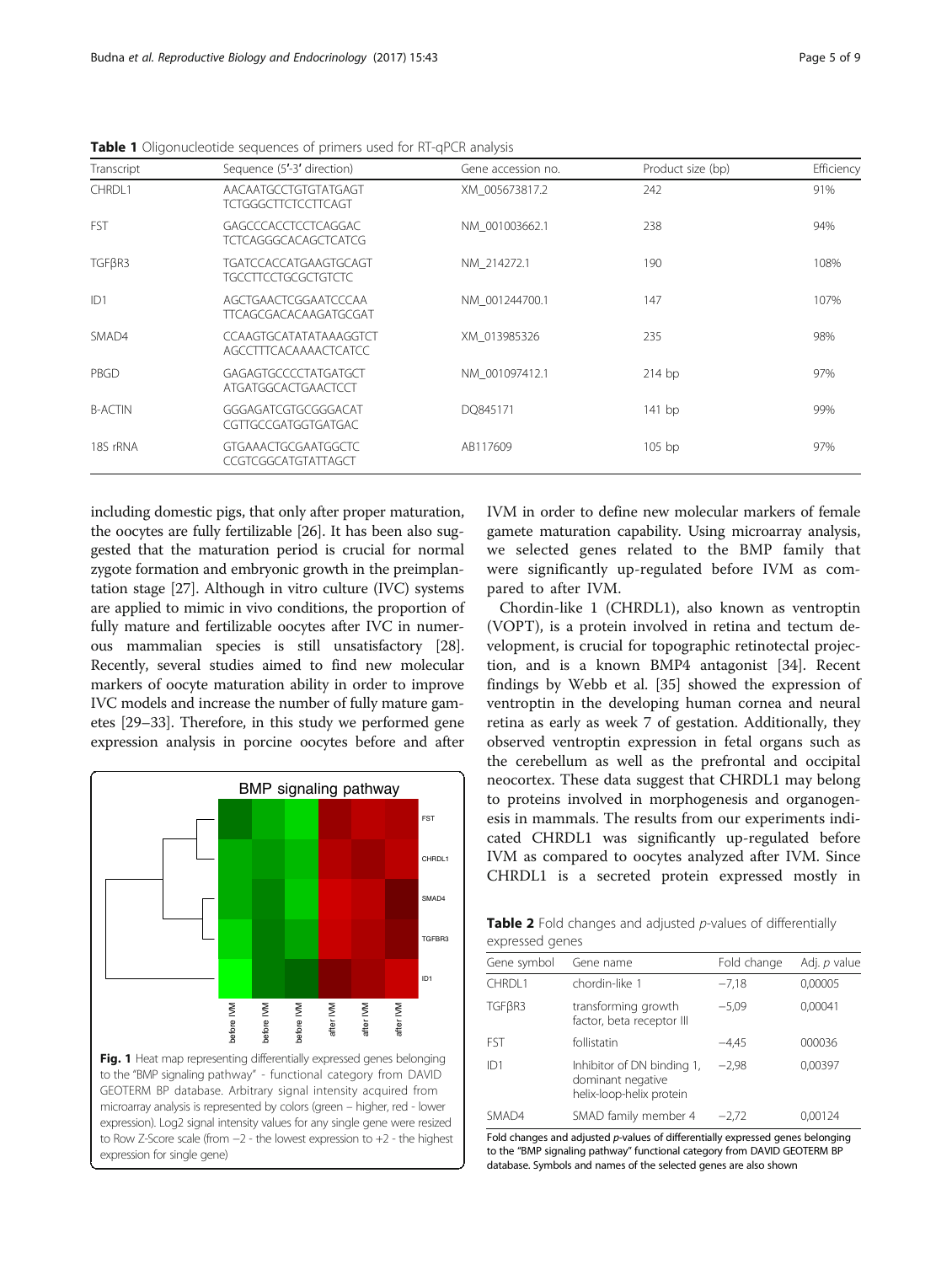**Table 1** Oligonucleotide sequences of primers used for RT-qPCR analysis

| Transcript | Sequence (5′-3′ direction) | Gene accession no. | Product size (bp) | Efficiency |
|---|---|---|---|---|
| CHRDL1 | AACAATGCCTGTGTATGAGT<br>TCTGGGCTTCTCCTTCAGT | XM_005673817.2 | 242 | 91% |
| FST | GAGCCCACCTCCTCAGGAC<br>TCTCAGGGCACAGCTCATCG | NM_001003662.1 | 238 | 94% |
| TGFβR3 | TGATCCACCATGAAGTGCAGT<br>TGCCTTCCTGCGCTGTCTC | NM_214272.1 | 190 | 108% |
| ID1 | AGCTGAACTCGGAATCCCAA<br>TTCAGCGACACAAGATGCGAT | NM_001244700.1 | 147 | 107% |
| SMAD4 | CCAAGTGCATATATAAAGGTCT<br>AGCCTTTCACAAAACTCATCC | XM_013985326 | 235 | 98% |
| PBGD | GAGAGTGCCCCTATGATGCT<br>ATGATGGCACTGAACTCCT | NM_001097412.1 | 214 bp | 97% |
| B-ACTIN | GGGAGATCGTGCGGGACAT<br>CGTTGCCGATGGTGATGAC | DQ845171 | 141 bp | 99% |
| 18S rRNA | GTGAAACTGCGAATGGCTC<br>CCGTCGGCATGTATTAGCT | AB117609 | 105 bp | 97% |

including domestic pigs, that only after proper maturation, the oocytes are fully fertilizable [26]. It has been also suggested that the maturation period is crucial for normal zygote formation and embryonic growth in the preimplantation stage [27]. Although in vitro culture (IVC) systems are applied to mimic in vivo conditions, the proportion of fully mature and fertilizable oocytes after IVC in numerous mammalian species is still unsatisfactory [28]. Recently, several studies aimed to find new molecular markers of oocyte maturation ability in order to improve IVC models and increase the number of fully mature gametes [29–33]. Therefore, in this study we performed gene expression analysis in porcine oocytes before and after IVM in order to define new molecular markers of female gamete maturation capability. Using microarray analysis, we selected genes related to the BMP family that were significantly up-regulated before IVM as compared to after IVM.

**Fig. 1** Heat map representing differentially expressed genes belonging to the "BMP signaling pathway" - functional category from DAVID GEOTERM BP database. Arbitrary signal intensity acquired from microarray analysis is represented by colors (green – higher, red - lower expression). Log2 signal intensity values for any single gene were resized to Row Z-Score scale (from −2 - the lowest expression to +2 - the highest expression for single gene)

Chordin-like 1 (CHRDL1), also known as ventroptin (VOPT), is a protein involved in retina and tectum development, is crucial for topographic retinotectal projection, and is a known BMP4 antagonist [34]. Recent findings by Webb et al. [35] showed the expression of ventroptin in the developing human cornea and neural retina as early as week 7 of gestation. Additionally, they observed ventroptin expression in fetal organs such as the cerebellum as well as the prefrontal and occipital neocortex. These data suggest that CHRDL1 may belong to proteins involved in morphogenesis and organogenesis in mammals. The results from our experiments indicated CHRDL1 was significantly up-regulated before IVM as compared to oocytes analyzed after IVM. Since CHRDL1 is a secreted protein expressed mostly in

**Table 2** Fold changes and adjusted *p*-values of differentially expressed genes

| Gene symbol | Gene name | Fold change | Adj. *p* value |
|---|---|---|---|
| CHRDL1 | chordin-like 1 | −7,18 | 0,00005 |
| TGFβR3 | transforming growth factor, beta receptor III | −5,09 | 0,00041 |
| FST | follistatin | −4,45 | 000036 |
| ID1 | Inhibitor of DN binding 1, dominant negative helix-loop-helix protein | −2,98 | 0,00397 |
| SMAD4 | SMAD family member 4 | −2,72 | 0,00124 |

Fold changes and adjusted *p*-values of differentially expressed genes belonging to the "BMP signaling pathway" functional category from DAVID GEOTERM BP database. Symbols and names of the selected genes are also shown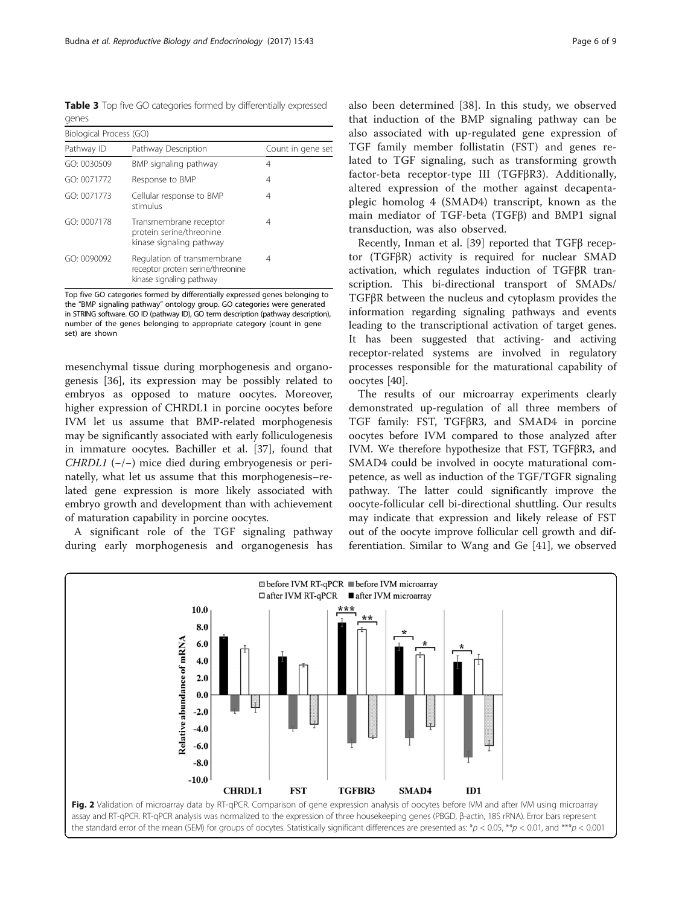**Table 3** Top five GO categories formed by differentially expressed genes

| Biological Process (GO) | | |
|---|---|---|
| Pathway ID | Pathway Description | Count in gene set |
| GO: 0030509 | BMP signaling pathway | 4 |
| GO: 0071772 | Response to BMP | 4 |
| GO: 0071773 | Cellular response to BMP stimulus | 4 |
| GO: 0007178 | Transmembrane receptor protein serine/threonine kinase signaling pathway | 4 |
| GO: 0090092 | Regulation of transmembrane receptor protein serine/threonine kinase signaling pathway | 4 |

Top five GO categories formed by differentially expressed genes belonging to the "BMP signaling pathway" ontology group. GO categories were generated in STRING software. GO ID (pathway ID), GO term description (pathway description), number of the genes belonging to appropriate category (count in gene set) are shown

mesenchymal tissue during morphogenesis and organogenesis [36], its expression may be possibly related to embryos as opposed to mature oocytes. Moreover, higher expression of CHRDL1 in porcine oocytes before IVM let us assume that BMP-related morphogenesis may be significantly associated with early folliculogenesis in immature oocytes. Bachiller et al. [37], found that *CHRDL1* (−/−) mice died during embryogenesis or perinatelly, what let us assume that this morphogenesis–related gene expression is more likely associated with embryo growth and development than with achievement of maturation capability in porcine oocytes.

A significant role of the TGF signaling pathway during early morphogenesis and organogenesis has also been determined [38]. In this study, we observed that induction of the BMP signaling pathway can be also associated with up-regulated gene expression of TGF family member follistatin (FST) and genes related to TGF signaling, such as transforming growth factor-beta receptor-type III (TGFβR3). Additionally, altered expression of the mother against decapentaplegic homolog 4 (SMAD4) transcript, known as the main mediator of TGF-beta (TGFβ) and BMP1 signal transduction, was also observed.

Recently, Inman et al. [39] reported that TGFβ receptor (TGFβR) activity is required for nuclear SMAD activation, which regulates induction of TGFβR transcription. This bi-directional transport of SMADs/TGFβR between the nucleus and cytoplasm provides the information regarding signaling pathways and events leading to the transcriptional activation of target genes. It has been suggested that activing- and activing receptor-related systems are involved in regulatory processes responsible for the maturational capability of oocytes [40].

The results of our microarray experiments clearly demonstrated up-regulation of all three members of TGF family: FST, TGFβR3, and SMAD4 in porcine oocytes before IVM compared to those analyzed after IVM. We therefore hypothesize that FST, TGFβR3, and SMAD4 could be involved in oocyte maturational competence, as well as induction of the TGF/TGFR signaling pathway. The latter could significantly improve the oocyte-follicular cell bi-directional shuttling. Our results may indicate that expression and likely release of FST out of the oocyte improve follicular cell growth and differentiation. Similar to Wang and Ge [41], we observed

**Fig. 2** Validation of microarray data by RT-qPCR. Comparison of gene expression analysis of oocytes before IVM and after IVM using microarray assay and RT-qPCR. RT-qPCR analysis was normalized to the expression of three housekeeping genes (PBGD, β-actin, 18S rRNA). Error bars represent the standard error of the mean (SEM) for groups of oocytes. Statistically significant differences are presented as: $*p < 0.05$, $**p < 0.01$, and $***p < 0.001$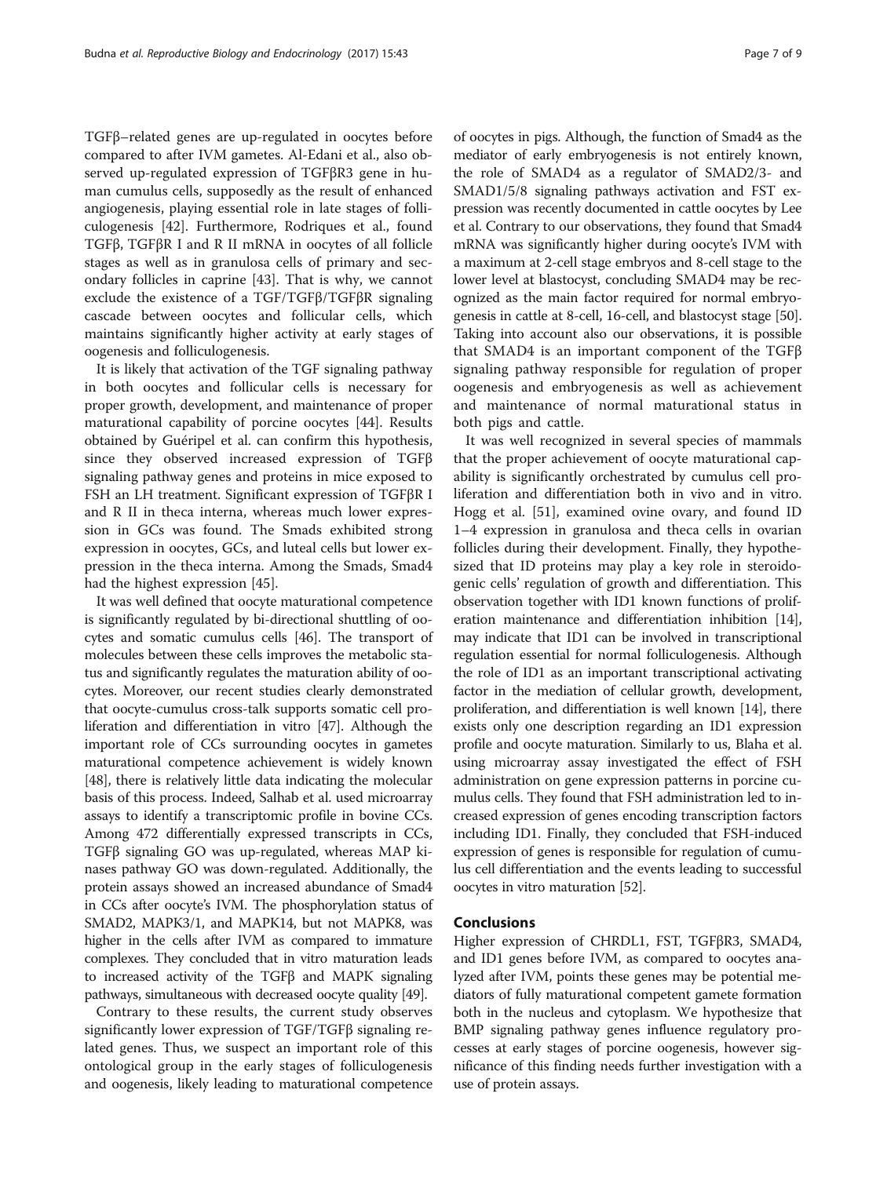TGFβ–related genes are up-regulated in oocytes before compared to after IVM gametes. Al-Edani et al., also observed up-regulated expression of TGFβR3 gene in human cumulus cells, supposedly as the result of enhanced angiogenesis, playing essential role in late stages of folliculogenesis [42]. Furthermore, Rodriques et al., found TGFβ, TGFβR I and R II mRNA in oocytes of all follicle stages as well as in granulosa cells of primary and secondary follicles in caprine [43]. That is why, we cannot exclude the existence of a TGF/TGFβ/TGFβR signaling cascade between oocytes and follicular cells, which maintains significantly higher activity at early stages of oogenesis and folliculogenesis.

It is likely that activation of the TGF signaling pathway in both oocytes and follicular cells is necessary for proper growth, development, and maintenance of proper maturational capability of porcine oocytes [44]. Results obtained by Guéripel et al. can confirm this hypothesis, since they observed increased expression of TGFβ signaling pathway genes and proteins in mice exposed to FSH an LH treatment. Significant expression of TGFβR I and R II in theca interna, whereas much lower expression in GCs was found. The Smads exhibited strong expression in oocytes, GCs, and luteal cells but lower expression in the theca interna. Among the Smads, Smad4 had the highest expression [45].

It was well defined that oocyte maturational competence is significantly regulated by bi-directional shuttling of oocytes and somatic cumulus cells [46]. The transport of molecules between these cells improves the metabolic status and significantly regulates the maturation ability of oocytes. Moreover, our recent studies clearly demonstrated that oocyte-cumulus cross-talk supports somatic cell proliferation and differentiation in vitro [47]. Although the important role of CCs surrounding oocytes in gametes maturational competence achievement is widely known [48], there is relatively little data indicating the molecular basis of this process. Indeed, Salhab et al. used microarray assays to identify a transcriptomic profile in bovine CCs. Among 472 differentially expressed transcripts in CCs, TGFβ signaling GO was up-regulated, whereas MAP kinases pathway GO was down-regulated. Additionally, the protein assays showed an increased abundance of Smad4 in CCs after oocyte's IVM. The phosphorylation status of SMAD2, MAPK3/1, and MAPK14, but not MAPK8, was higher in the cells after IVM as compared to immature complexes. They concluded that in vitro maturation leads to increased activity of the TGFβ and MAPK signaling pathways, simultaneous with decreased oocyte quality [49].

Contrary to these results, the current study observes significantly lower expression of TGF/TGFβ signaling related genes. Thus, we suspect an important role of this ontological group in the early stages of folliculogenesis and oogenesis, likely leading to maturational competence of oocytes in pigs. Although, the function of Smad4 as the mediator of early embryogenesis is not entirely known, the role of SMAD4 as a regulator of SMAD2/3- and SMAD1/5/8 signaling pathways activation and FST expression was recently documented in cattle oocytes by Lee et al. Contrary to our observations, they found that Smad4 mRNA was significantly higher during oocyte's IVM with a maximum at 2-cell stage embryos and 8-cell stage to the lower level at blastocyst, concluding SMAD4 may be recognized as the main factor required for normal embryogenesis in cattle at 8-cell, 16-cell, and blastocyst stage [50]. Taking into account also our observations, it is possible that SMAD4 is an important component of the TGFβ signaling pathway responsible for regulation of proper oogenesis and embryogenesis as well as achievement and maintenance of normal maturational status in both pigs and cattle.

It was well recognized in several species of mammals that the proper achievement of oocyte maturational capability is significantly orchestrated by cumulus cell proliferation and differentiation both in vivo and in vitro. Hogg et al. [51], examined ovine ovary, and found ID 1–4 expression in granulosa and theca cells in ovarian follicles during their development. Finally, they hypothesized that ID proteins may play a key role in steroidogenic cells' regulation of growth and differentiation. This observation together with ID1 known functions of proliferation maintenance and differentiation inhibition [14], may indicate that ID1 can be involved in transcriptional regulation essential for normal folliculogenesis. Although the role of ID1 as an important transcriptional activating factor in the mediation of cellular growth, development, proliferation, and differentiation is well known [14], there exists only one description regarding an ID1 expression profile and oocyte maturation. Similarly to us, Blaha et al. using microarray assay investigated the effect of FSH administration on gene expression patterns in porcine cumulus cells. They found that FSH administration led to increased expression of genes encoding transcription factors including ID1. Finally, they concluded that FSH-induced expression of genes is responsible for regulation of cumulus cell differentiation and the events leading to successful oocytes in vitro maturation [52].

## Conclusions

Higher expression of CHRDL1, FST, TGFβR3, SMAD4, and ID1 genes before IVM, as compared to oocytes analyzed after IVM, points these genes may be potential mediators of fully maturational competent gamete formation both in the nucleus and cytoplasm. We hypothesize that BMP signaling pathway genes influence regulatory processes at early stages of porcine oogenesis, however significance of this finding needs further investigation with a use of protein assays.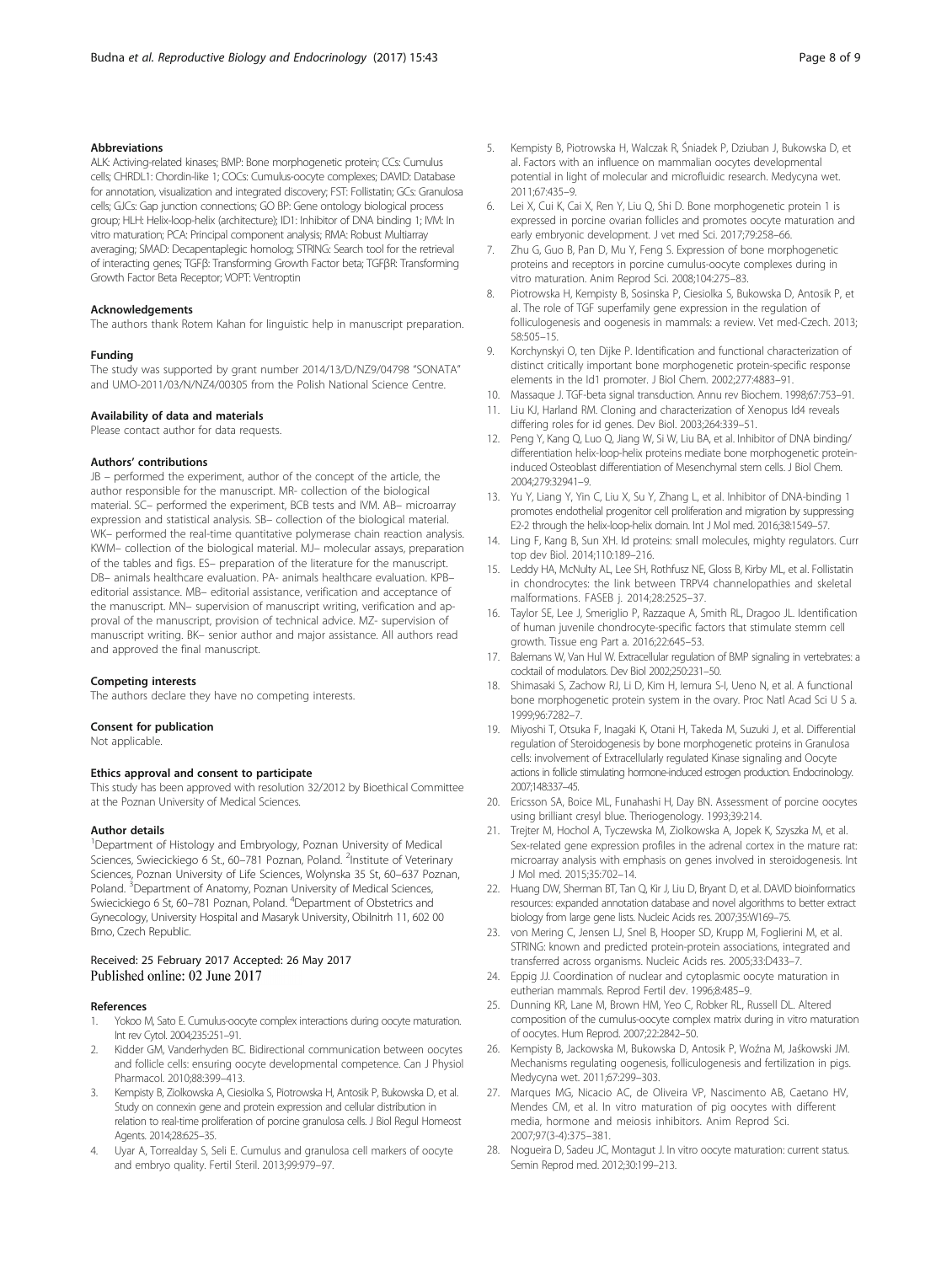### Abbreviations

ALK: Activing-related kinases; BMP: Bone morphogenetic protein; CCs: Cumulus cells; CHRDL1: Chordin-like 1; COCs: Cumulus-oocyte complexes; DAVID: Database for annotation, visualization and integrated discovery; FST: Follistatin; GCs: Granulosa cells; GJCs: Gap junction connections; GO BP: Gene ontology biological process group; HLH: Helix-loop-helix (architecture); ID1: Inhibitor of DNA binding 1; IVM: In vitro maturation; PCA: Principal component analysis; RMA: Robust Multiarray averaging; SMAD: Decapentaplegic homolog; STRING: Search tool for the retrieval of interacting genes; TGFβ: Transforming Growth Factor beta; TGFβR: Transforming Growth Factor Beta Receptor; VOPT: Ventroptin

### Acknowledgements

The authors thank Rotem Kahan for linguistic help in manuscript preparation.

### Funding

The study was supported by grant number 2014/13/D/NZ9/04798 "SONATA" and UMO-2011/03/N/NZ4/00305 from the Polish National Science Centre.

### Availability of data and materials

Please contact author for data requests.

### Authors' contributions

JB – performed the experiment, author of the concept of the article, the author responsible for the manuscript. MR- collection of the biological material. SC– performed the experiment, BCB tests and IVM. AB– microarray expression and statistical analysis. SB– collection of the biological material. WK– performed the real-time quantitative polymerase chain reaction analysis. KWM– collection of the biological material. MJ– molecular assays, preparation of the tables and figs. ES– preparation of the literature for the manuscript. DB– animals healthcare evaluation. PA- animals healthcare evaluation. KPB– editorial assistance. MB– editorial assistance, verification and acceptance of the manuscript. MN– supervision of manuscript writing, verification and approval of the manuscript, provision of technical advice. MZ- supervision of manuscript writing. BK– senior author and major assistance. All authors read and approved the final manuscript.

### Competing interests

The authors declare they have no competing interests.

### Consent for publication

Not applicable.

### Ethics approval and consent to participate

This study has been approved with resolution 32/2012 by Bioethical Committee at the Poznan University of Medical Sciences.

### Author details

[1]Department of Histology and Embryology, Poznan University of Medical Sciences, Swiecickiego 6 St., 60–781 Poznan, Poland. [2]Institute of Veterinary Sciences, Poznan University of Life Sciences, Wolynska 35 St, 60–637 Poznan, Poland. [3]Department of Anatomy, Poznan University of Medical Sciences, Swiecickiego 6 St, 60–781 Poznan, Poland. [4]Department of Obstetrics and Gynecology, University Hospital and Masaryk University, Obilnitrh 11, 602 00 Brno, Czech Republic.

Received: 25 February 2017 Accepted: 26 May 2017
Published online: 02 June 2017

### References

1. Yokoo M, Sato E. Cumulus-oocyte complex interactions during oocyte maturation. Int rev Cytol. 2004;235:251–91.
2. Kidder GM, Vanderhyden BC. Bidirectional communication between oocytes and follicle cells: ensuring oocyte developmental competence. Can J Physiol Pharmacol. 2010;88:399–413.
3. Kempisty B, Ziolkowska A, Ciesiolka S, Piotrowska H, Antosik P, Bukowska D, et al. Study on connexin gene and protein expression and cellular distribution in relation to real-time proliferation of porcine granulosa cells. J Biol Regul Homeost Agents. 2014;28:625–35.
4. Uyar A, Torrealday S, Seli E. Cumulus and granulosa cell markers of oocyte and embryo quality. Fertil Steril. 2013;99:979–97.
5. Kempisty B, Piotrowska H, Walczak R, Śniadek P, Dziuban J, Bukowska D, et al. Factors with an influence on mammalian oocytes developmental potential in light of molecular and microfluidic research. Medycyna wet. 2011;67:435–9.
6. Lei X, Cui K, Cai X, Ren Y, Liu Q, Shi D. Bone morphogenetic protein 1 is expressed in porcine ovarian follicles and promotes oocyte maturation and early embryonic development. J vet med Sci. 2017;79:258–66.
7. Zhu G, Guo B, Pan D, Mu Y, Feng S. Expression of bone morphogenetic proteins and receptors in porcine cumulus-oocyte complexes during in vitro maturation. Anim Reprod Sci. 2008;104:275–83.
8. Piotrowska H, Kempisty B, Sosinska P, Ciesiolka S, Bukowska D, Antosik P, et al. The role of TGF superfamily gene expression in the regulation of folliculogenesis and oogenesis in mammals: a review. Vet med-Czech. 2013; 58:505–15.
9. Korchynskyi O, ten Dijke P. Identification and functional characterization of distinct critically important bone morphogenetic protein-specific response elements in the Id1 promoter. J Biol Chem. 2002;277:4883–91.
10. Massaque J. TGF-beta signal transduction. Annu rev Biochem. 1998;67:753–91.
11. Liu KJ, Harland RM. Cloning and characterization of Xenopus Id4 reveals differing roles for id genes. Dev Biol. 2003;264:339–51.
12. Peng Y, Kang Q, Luo Q, Jiang W, Si W, Liu BA, et al. Inhibitor of DNA binding/ differentiation helix-loop-helix proteins mediate bone morphogenetic protein-induced Osteoblast differentiation of Mesenchymal stem cells. J Biol Chem. 2004;279:32941–9.
13. Yu Y, Liang Y, Yin C, Liu X, Su Y, Zhang L, et al. Inhibitor of DNA-binding 1 promotes endothelial progenitor cell proliferation and migration by suppressing E2-2 through the helix-loop-helix domain. Int J Mol med. 2016;38:1549–57.
14. Ling F, Kang B, Sun XH. Id proteins: small molecules, mighty regulators. Curr top dev Biol. 2014;110:189–216.
15. Leddy HA, McNulty AL, Lee SH, Rothfusz NE, Gloss B, Kirby ML, et al. Follistatin in chondrocytes: the link between TRPV4 channelopathies and skeletal malformations. FASEB j. 2014;28:2525–37.
16. Taylor SE, Lee J, Smeriglio P, Razzaque A, Smith RL, Dragoo JL. Identification of human juvenile chondrocyte-specific factors that stimulate stemm cell growth. Tissue eng Part a. 2016;22:645–53.
17. Balemans W, Van Hul W. Extracellular regulation of BMP signaling in vertebrates: a cocktail of modulators. Dev Biol 2002;250:231–50.
18. Shimasaki S, Zachow RJ, Li D, Kim H, Iemura S-I, Ueno N, et al. A functional bone morphogenetic protein system in the ovary. Proc Natl Acad Sci U S a. 1999;96:7282–7.
19. Miyoshi T, Otsuka F, Inagaki K, Otani H, Takeda M, Suzuki J, et al. Differential regulation of Steroidogenesis by bone morphogenetic proteins in Granulosa cells: involvement of Extracellularly regulated Kinase signaling and Oocyte actions in follicle stimulating hormone-induced estrogen production. Endocrinology. 2007;148:337–45.
20. Ericsson SA, Boice ML, Funahashi H, Day BN. Assessment of porcine oocytes using brilliant cresyl blue. Theriogenology. 1993;39:214.
21. Trejter M, Hochol A, Tyczewska M, Ziolkowska A, Jopek K, Szyszka M, et al. Sex-related gene expression profiles in the adrenal cortex in the mature rat: microarray analysis with emphasis on genes involved in steroidogenesis. Int J Mol med. 2015;35:702–14.
22. Huang DW, Sherman BT, Tan Q, Kir J, Liu D, Bryant D, et al. DAVID bioinformatics resources: expanded annotation database and novel algorithms to better extract biology from large gene lists. Nucleic Acids res. 2007;35:W169–75.
23. von Mering C, Jensen LJ, Snel B, Hooper SD, Krupp M, Foglierini M, et al. STRING: known and predicted protein-protein associations, integrated and transferred across organisms. Nucleic Acids res. 2005;33:D433–7.
24. Eppig JJ. Coordination of nuclear and cytoplasmic oocyte maturation in eutherian mammals. Reprod Fertil dev. 1996;8:485–9.
25. Dunning KR, Lane M, Brown HM, Yeo C, Robker RL, Russell DL. Altered composition of the cumulus-oocyte complex matrix during in vitro maturation of oocytes. Hum Reprod. 2007;22:2842–50.
26. Kempisty B, Jackowska M, Bukowska D, Antosik P, Woźna M, Jaśkowski JM. Mechanisms regulating oogenesis, folliculogenesis and fertilization in pigs. Medycyna wet. 2011;67:299–303.
27. Marques MG, Nicacio AC, de Oliveira VP, Nascimento AB, Caetano HV, Mendes CM, et al. In vitro maturation of pig oocytes with different media, hormone and meiosis inhibitors. Anim Reprod Sci. 2007;97(3-4):375–381.
28. Nogueira D, Sadeu JC, Montagut J. In vitro oocyte maturation: current status. Semin Reprod med. 2012;30:199–213.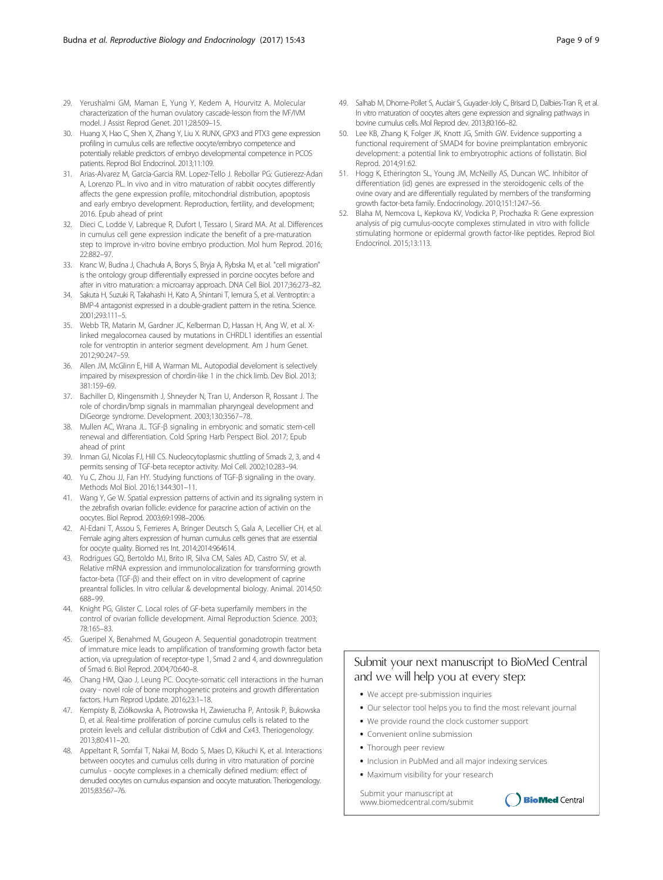29. Yerushalmi GM, Maman E, Yung Y, Kedem A, Hourvitz A. Molecular characterization of the human ovulatory cascade-lesson from the IVF/IVM model. J Assist Reprod Genet. 2011;28:509–15.
30. Huang X, Hao C, Shen X, Zhang Y, Liu X. RUNX, GPX3 and PTX3 gene expression profiling in cumulus cells are reflective oocyte/embryo competence and potentially reliable predictors of embryo developmental competence in PCOS patients. Reprod Biol Endocrinol. 2013;11:109.
31. Arias-Alvarez M, Garcia-Garcia RM. Lopez-Tello J. Rebollar PG: Gutierezz-Adan A, Lorenzo PL. In vivo and in vitro maturation of rabbit oocytes differently affects the gene expression profile, mitochondrial distribution, apoptosis and early embryo development. Reproduction, fertility, and development; 2016. Epub ahead of print
32. Dieci C, Lodde V, Labreque R, Dufort I, Tessaro I, Sirard MA. At al. Differences in cumulus cell gene expression indicate the benefit of a pre-maturation step to improve in-vitro bovine embryo production. Mol hum Reprod. 2016; 22:882–97.
33. Kranc W, Budna J, Chachuła A, Borys S, Bryja A, Rybska M, et al. "cell migration" is the ontology group differentially expressed in porcine oocytes before and after in vitro maturation: a microarray approach. DNA Cell Biol. 2017;36:273–82.
34. Sakuta H, Suzuki R, Takahashi H, Kato A, Shintani T, Iemura S, et al. Ventroptin: a BMP-4 antagonist expressed in a double-gradient pattern in the retina. Science. 2001;293:111–5.
35. Webb TR, Matarin M, Gardner JC, Kelberman D, Hassan H, Ang W, et al. X-linked megalocornea caused by mutations in CHRDL1 identifies an essential role for ventroptin in anterior segment development. Am J hum Genet. 2012;90:247–59.
36. Allen JM, McGlinn E, Hill A, Warman ML. Autopodial develoment is selectively impaired by misexpression of chordin-like 1 in the chick limb. Dev Biol. 2013; 381:159–69.
37. Bachiller D, Klingensmith J, Shneyder N, Tran U, Anderson R, Rossant J. The role of chordin/bmp signals in mammalian pharyngeal development and DiGeorge syndrome. Development. 2003;130:3567–78.
38. Mullen AC, Wrana JL. TGF-β signaling in embryonic and somatic stem-cell renewal and differentiation. Cold Spring Harb Perspect Biol. 2017; Epub ahead of print
39. Inman GJ, Nicolas FJ, Hill CS. Nucleocytoplasmic shuttling of Smads 2, 3, and 4 permits sensing of TGF-beta receptor activity. Mol Cell. 2002;10:283–94.
40. Yu C, Zhou JJ, Fan HY. Studying functions of TGF-β signaling in the ovary. Methods Mol Biol. 2016;1344:301–11.
41. Wang Y, Ge W. Spatial expression patterns of activin and its signaling system in the zebrafish ovarian follicle: evidence for paracrine action of activin on the oocytes. Biol Reprod. 2003;69:1998–2006.
42. Al-Edani T, Assou S, Ferrieres A, Bringer Deutsch S, Gala A, Lecellier CH, et al. Female aging alters expression of human cumulus cells genes that are essential for oocyte quality. Biomed res Int. 2014;2014:964614.
43. Rodrigues GQ, Bertoldo MJ, Brito IR, Silva CM, Sales AD, Castro SV, et al. Relative mRNA expression and immunolocalization for transforming growth factor-beta (TGF-β) and their effect on in vitro development of caprine preantral follicles. In vitro cellular & developmental biology. Animal. 2014;50: 688–99.
44. Knight PG, Glister C. Local roles of GF-beta superfamily members in the control of ovarian follicle development. Aimal Reproduction Science. 2003; 78:165–83.
45. Gueripel X, Benahmed M, Gougeon A. Sequential gonadotropin treatment of immature mice leads to amplification of transforming growth factor beta action, via upregulation of receptor-type 1, Smad 2 and 4, and downregulation of Smad 6. Biol Reprod. 2004;70:640–8.
46. Chang HM, Qiao J, Leung PC. Oocyte-somatic cell interactions in the human ovary - novel role of bone morphogenetic proteins and growth differentiation factors. Hum Reprod Update. 2016;23:1–18.
47. Kempisty B, Ziółkowska A, Piotrowska H, Zawierucha P, Antosik P, Bukowska D, et al. Real-time proliferation of porcine cumulus cells is related to the protein levels and cellular distribution of Cdk4 and Cx43. Theriogenology. 2013;80:411–20.
48. Appeltant R, Somfai T, Nakai M, Bodo S, Maes D, Kikuchi K, et al. Interactions between oocytes and cumulus cells during in vitro maturation of porcine cumulus - oocyte complexes in a chemically defined medium: effect of denuded oocytes on cumulus expansion and oocyte maturation. Theriogenology. 2015;83:567–76.
49. Salhab M, Dhorne-Pollet S, Auclair S, Guyader-Joly C, Brisard D, Dalbies-Tran R, et al. In vitro maturation of oocytes alters gene expression and signaling pathways in bovine cumulus cells. Mol Reprod dev. 2013;80:166–82.
50. Lee KB, Zhang K, Folger JK, Knott JG, Smith GW. Evidence supporting a functional requirement of SMAD4 for bovine preimplantation embryonic development: a potential link to embryotrophic actions of follistatin. Biol Reprod. 2014;91:62.
51. Hogg K, Etherington SL, Young JM, McNeilly AS, Duncan WC. Inhibitor of differentiation (id) genes are expressed in the steroidogenic cells of the ovine ovary and are differentially regulated by members of the transforming growth factor-beta family. Endocrinology. 2010;151:1247–56.
52. Blaha M, Nemcova L, Kepkova KV, Vodicka P, Prochazka R. Gene expression analysis of pig cumulus-oocyte complexes stimulated in vitro with follicle stimulating hormone or epidermal growth factor-like peptides. Reprod Biol Endocrinol. 2015;13:113.

Submit your next manuscript to BioMed Central and we will help you at every step:

- We accept pre-submission inquiries
- Our selector tool helps you to find the most relevant journal
- We provide round the clock customer support
- Convenient online submission
- Thorough peer review
- Inclusion in PubMed and all major indexing services
- Maximum visibility for your research

Submit your manuscript at www.biomedcentral.com/submit

BioMed Central